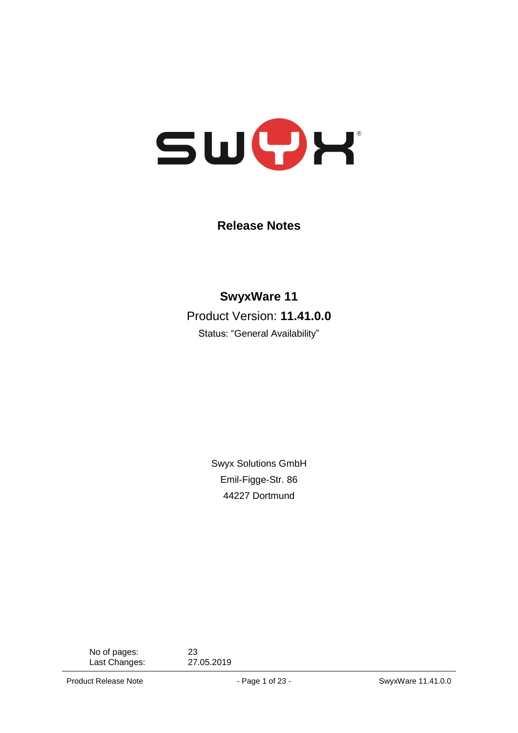# Release Notes

## SwyxWare 11

Product Version: **11.41.0.0**

Status: "General Availability"

Swyx Solutions GmbH
Emil-Figge-Str. 86
44227 Dortmund

| | |
|---|---|
| No of pages: | 23 |
| Last Changes: | 27.05.2019 |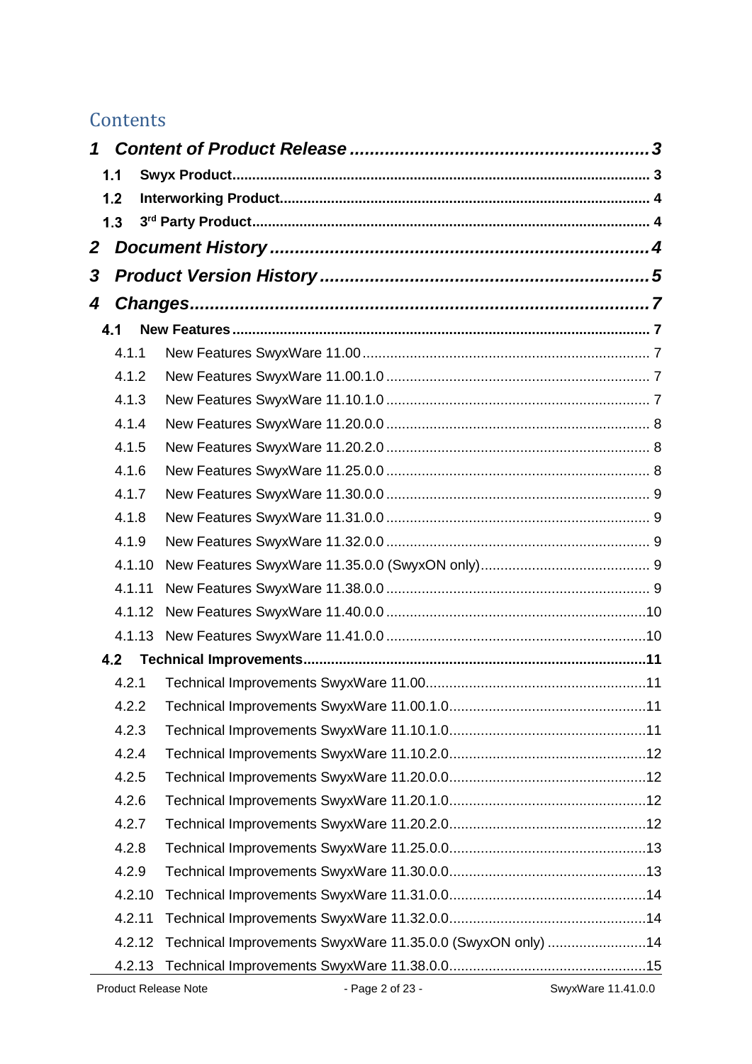# Contents

**1 Content of Product Release** ........................................................ 3

- **1.1 Swyx Product** ........................................................ 3
- **1.2 Interworking Product** ........................................................ 4
- **1.3 3rd Party Product** ........................................................ 4

**2 Document History** ........................................................ 4

**3 Product Version History** ........................................................ 5

**4 Changes** ........................................................ 7

- **4.1 New Features** ........................................................ 7
  - 4.1.1 New Features SwyxWare 11.00 ........................................................ 7
  - 4.1.2 New Features SwyxWare 11.00.1.0 ........................................................ 7
  - 4.1.3 New Features SwyxWare 11.10.1.0 ........................................................ 7
  - 4.1.4 New Features SwyxWare 11.20.0.0 ........................................................ 8
  - 4.1.5 New Features SwyxWare 11.20.2.0 ........................................................ 8
  - 4.1.6 New Features SwyxWare 11.25.0.0 ........................................................ 8
  - 4.1.7 New Features SwyxWare 11.30.0.0 ........................................................ 9
  - 4.1.8 New Features SwyxWare 11.31.0.0 ........................................................ 9
  - 4.1.9 New Features SwyxWare 11.32.0.0 ........................................................ 9
  - 4.1.10 New Features SwyxWare 11.35.0.0 (SwyxON only) ........................................................ 9
  - 4.1.11 New Features SwyxWare 11.38.0.0 ........................................................ 9
  - 4.1.12 New Features SwyxWare 11.40.0.0 ........................................................ 10
  - 4.1.13 New Features SwyxWare 11.41.0.0 ........................................................ 10
- **4.2 Technical Improvements** ........................................................ 11
  - 4.2.1 Technical Improvements SwyxWare 11.00 ........................................................ 11
  - 4.2.2 Technical Improvements SwyxWare 11.00.1.0 ........................................................ 11
  - 4.2.3 Technical Improvements SwyxWare 11.10.1.0 ........................................................ 11
  - 4.2.4 Technical Improvements SwyxWare 11.10.2.0 ........................................................ 12
  - 4.2.5 Technical Improvements SwyxWare 11.20.0.0 ........................................................ 12
  - 4.2.6 Technical Improvements SwyxWare 11.20.1.0 ........................................................ 12
  - 4.2.7 Technical Improvements SwyxWare 11.20.2.0 ........................................................ 12
  - 4.2.8 Technical Improvements SwyxWare 11.25.0.0 ........................................................ 13
  - 4.2.9 Technical Improvements SwyxWare 11.30.0.0 ........................................................ 13
  - 4.2.10 Technical Improvements SwyxWare 11.31.0.0 ........................................................ 14
  - 4.2.11 Technical Improvements SwyxWare 11.32.0.0 ........................................................ 14
  - 4.2.12 Technical Improvements SwyxWare 11.35.0.0 (SwyxON only) ........................................................ 14
  - 4.2.13 Technical Improvements SwyxWare 11.38.0.0 ........................................................ 15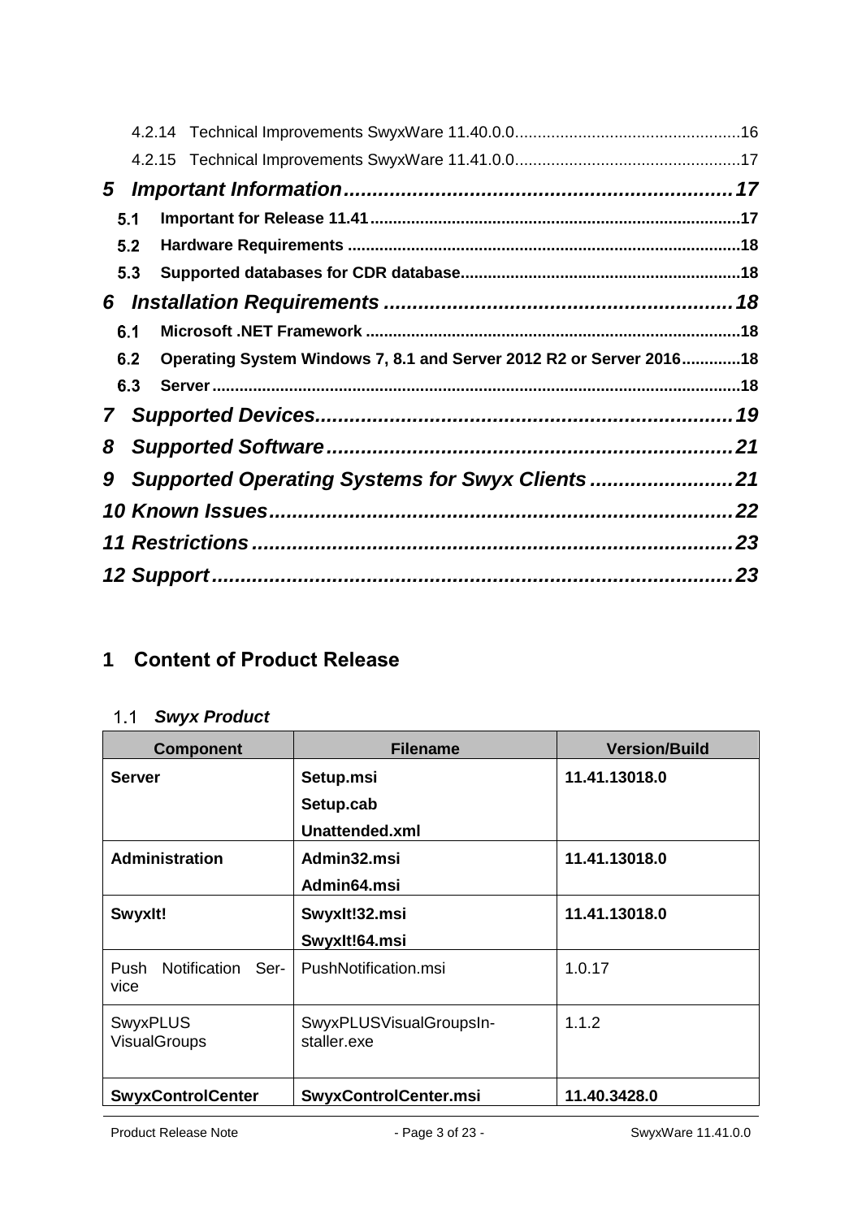4.2.14 Technical Improvements SwyxWare 11.40.0.0 ................................................. 16
4.2.15 Technical Improvements SwyxWare 11.41.0.0 ................................................. 17

**5 Important Information ................................................................. 17**

**5.1 Important for Release 11.41 ................................................................. 17**
**5.2 Hardware Requirements ................................................................. 18**
**5.3 Supported databases for CDR database ................................................................. 18**

**6 Installation Requirements ................................................................. 18**

**6.1 Microsoft .NET Framework ................................................................. 18**
**6.2 Operating System Windows 7, 8.1 and Server 2012 R2 or Server 2016 ............. 18**
**6.3 Server ................................................................. 18**

**7 Supported Devices ................................................................. 19**

**8 Supported Software ................................................................. 21**

**9 Supported Operating Systems for Swyx Clients ................................................................. 21**

**10 Known Issues ................................................................. 22**

**11 Restrictions ................................................................. 23**

**12 Support ................................................................. 23**

# 1 Content of Product Release

## 1.1 *Swyx Product*

| Component | Filename | Version/Build |
|---|---|---|
| **Server** | **Setup.msi**<br>**Setup.cab**<br>**Unattended.xml** | **11.41.13018.0** |
| **Administration** | **Admin32.msi**<br>**Admin64.msi** | **11.41.13018.0** |
| **SwyxIt!** | **SwyxIt!32.msi**<br>**SwyxIt!64.msi** | **11.41.13018.0** |
| Push Notification Service | PushNotification.msi | 1.0.17 |
| SwyxPLUS VisualGroups | SwyxPLUSVisualGroupsInstaller.exe | 1.1.2 |
| **SwyxControlCenter** | **SwyxControlCenter.msi** | **11.40.3428.0** |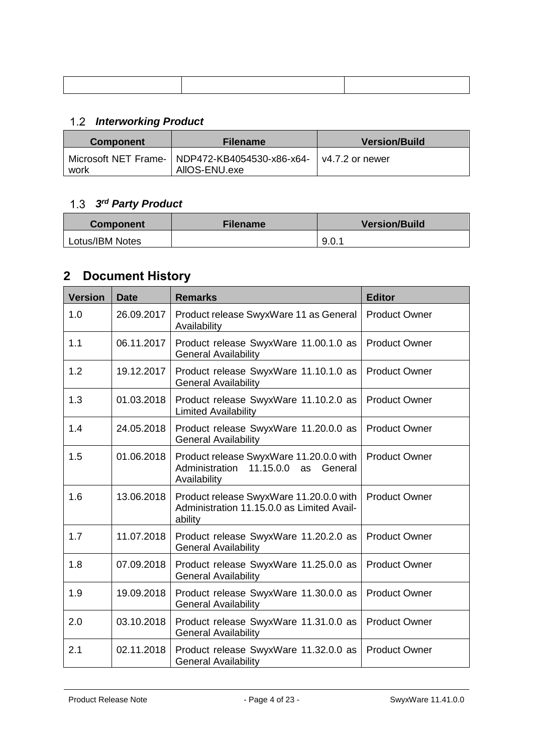| | | |
|---|---|---|
| | | |

### 1.2 *Interworking Product*

| Component | Filename | Version/Build |
|---|---|---|
| Microsoft NET Framework | NDP472-KB4054530-x86-x64-AllOS-ENU.exe | v4.7.2 or newer |

### 1.3 *3rd Party Product*

| Component | Filename | Version/Build |
|---|---|---|
| Lotus/IBM Notes | | 9.0.1 |

## 2 Document History

| Version | Date | Remarks | Editor |
|---|---|---|---|
| 1.0 | 26.09.2017 | Product release SwyxWare 11 as General Availability | Product Owner |
| 1.1 | 06.11.2017 | Product release SwyxWare 11.00.1.0 as General Availability | Product Owner |
| 1.2 | 19.12.2017 | Product release SwyxWare 11.10.1.0 as General Availability | Product Owner |
| 1.3 | 01.03.2018 | Product release SwyxWare 11.10.2.0 as Limited Availability | Product Owner |
| 1.4 | 24.05.2018 | Product release SwyxWare 11.20.0.0 as General Availability | Product Owner |
| 1.5 | 01.06.2018 | Product release SwyxWare 11.20.0.0 with Administration 11.15.0.0 as General Availability | Product Owner |
| 1.6 | 13.06.2018 | Product release SwyxWare 11.20.0.0 with Administration 11.15.0.0 as Limited Availability | Product Owner |
| 1.7 | 11.07.2018 | Product release SwyxWare 11.20.2.0 as General Availability | Product Owner |
| 1.8 | 07.09.2018 | Product release SwyxWare 11.25.0.0 as General Availability | Product Owner |
| 1.9 | 19.09.2018 | Product release SwyxWare 11.30.0.0 as General Availability | Product Owner |
| 2.0 | 03.10.2018 | Product release SwyxWare 11.31.0.0 as General Availability | Product Owner |
| 2.1 | 02.11.2018 | Product release SwyxWare 11.32.0.0 as General Availability | Product Owner |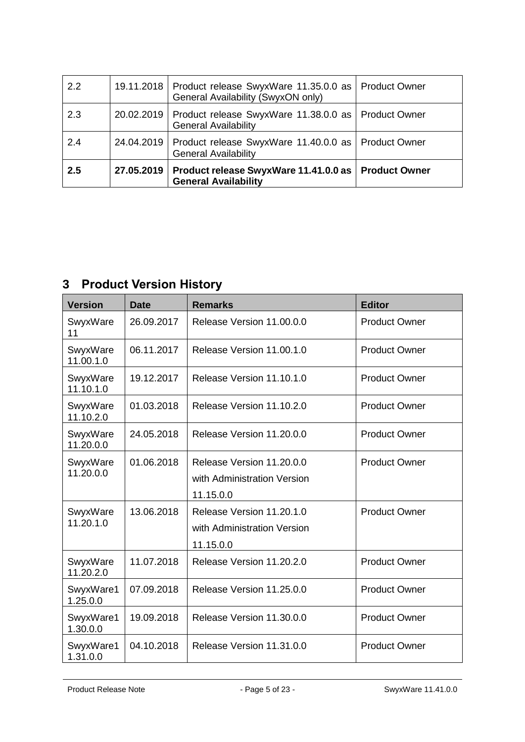| | | | |
|---|---|---|---|
| 2.2 | 19.11.2018 | Product release SwyxWare 11.35.0.0 as General Availability (SwyxON only) | Product Owner |
| 2.3 | 20.02.2019 | Product release SwyxWare 11.38.0.0 as General Availability | Product Owner |
| 2.4 | 24.04.2019 | Product release SwyxWare 11.40.0.0 as General Availability | Product Owner |
| **2.5** | **27.05.2019** | **Product release SwyxWare 11.41.0.0 as General Availability** | **Product Owner** |

# 3 Product Version History

| Version | Date | Remarks | Editor |
|---|---|---|---|
| SwyxWare 11 | 26.09.2017 | Release Version 11.00.0.0 | Product Owner |
| SwyxWare 11.00.1.0 | 06.11.2017 | Release Version 11.00.1.0 | Product Owner |
| SwyxWare 11.10.1.0 | 19.12.2017 | Release Version 11.10.1.0 | Product Owner |
| SwyxWare 11.10.2.0 | 01.03.2018 | Release Version 11.10.2.0 | Product Owner |
| SwyxWare 11.20.0.0 | 24.05.2018 | Release Version 11.20.0.0 | Product Owner |
| SwyxWare 11.20.0.0 | 01.06.2018 | Release Version 11.20.0.0 with Administration Version 11.15.0.0 | Product Owner |
| SwyxWare 11.20.1.0 | 13.06.2018 | Release Version 11.20.1.0 with Administration Version 11.15.0.0 | Product Owner |
| SwyxWare 11.20.2.0 | 11.07.2018 | Release Version 11.20.2.0 | Product Owner |
| SwyxWare11.25.0.0 | 07.09.2018 | Release Version 11.25.0.0 | Product Owner |
| SwyxWare11.30.0.0 | 19.09.2018 | Release Version 11.30.0.0 | Product Owner |
| SwyxWare11.31.0.0 | 04.10.2018 | Release Version 11.31.0.0 | Product Owner |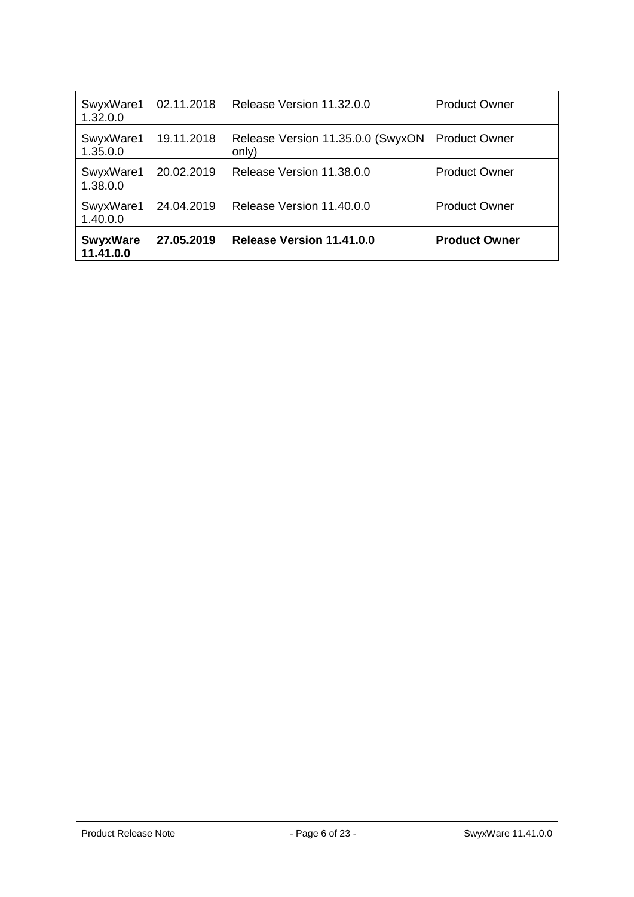| SwyxWare11.32.0.0 | 02.11.2018 | Release Version 11.32.0.0 | Product Owner |
|---|---|---|---|
| SwyxWare11.35.0.0 | 19.11.2018 | Release Version 11.35.0.0 (SwyxON only) | Product Owner |
| SwyxWare11.38.0.0 | 20.02.2019 | Release Version 11.38.0.0 | Product Owner |
| SwyxWare11.40.0.0 | 24.04.2019 | Release Version 11.40.0.0 | Product Owner |
| **SwyxWare 11.41.0.0** | **27.05.2019** | **Release Version 11.41.0.0** | **Product Owner** |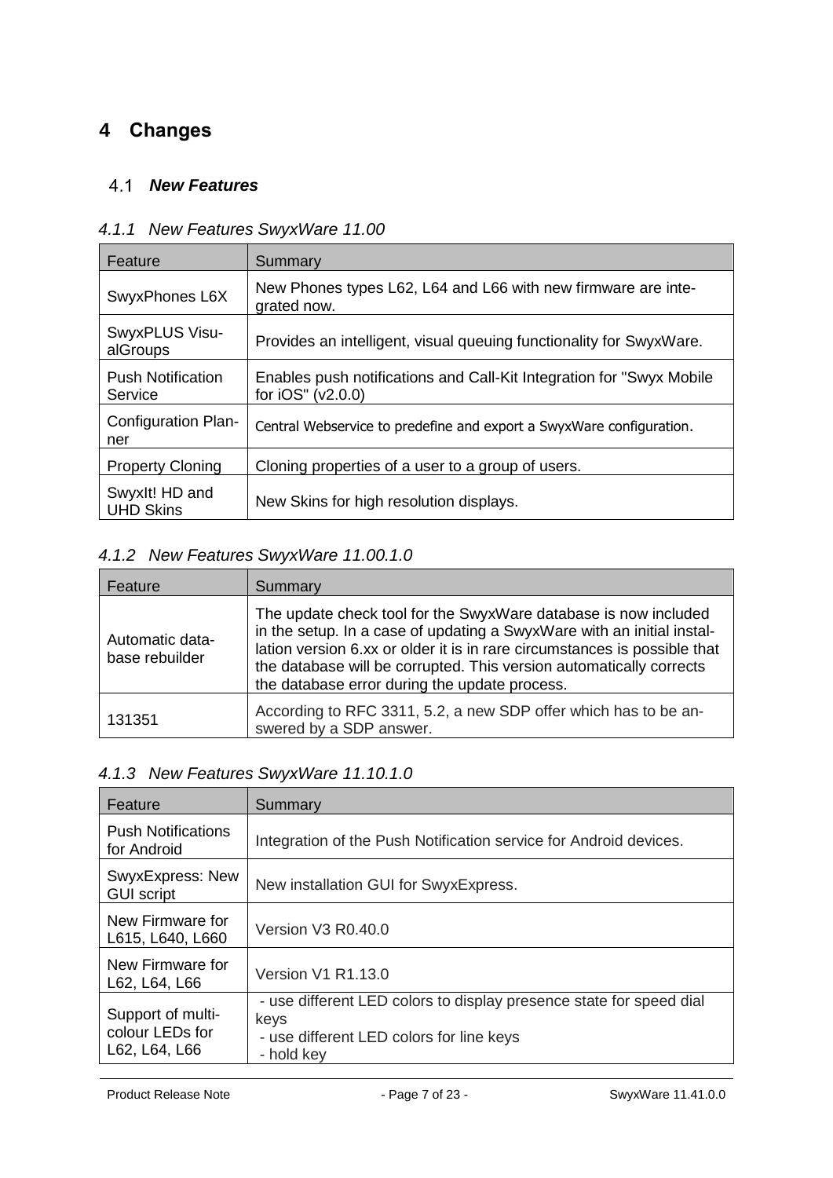# 4 Changes

## 4.1 *New Features*

### *4.1.1 New Features SwyxWare 11.00*

| Feature | Summary |
|---|---|
| SwyxPhones L6X | New Phones types L62, L64 and L66 with new firmware are integrated now. |
| SwyxPLUS VisualGroups | Provides an intelligent, visual queuing functionality for SwyxWare. |
| Push Notification Service | Enables push notifications and Call-Kit Integration for "Swyx Mobile for iOS" (v2.0.0) |
| Configuration Planner | Central Webservice to predefine and export a SwyxWare configuration. |
| Property Cloning | Cloning properties of a user to a group of users. |
| SwyxIt! HD and UHD Skins | New Skins for high resolution displays. |

### *4.1.2 New Features SwyxWare 11.00.1.0*

| Feature | Summary |
|---|---|
| Automatic database rebuilder | The update check tool for the SwyxWare database is now included in the setup. In a case of updating a SwyxWare with an initial installation version 6.xx or older it is in rare circumstances is possible that the database will be corrupted. This version automatically corrects the database error during the update process. |
| 131351 | According to RFC 3311, 5.2, a new SDP offer which has to be answered by a SDP answer. |

### *4.1.3 New Features SwyxWare 11.10.1.0*

| Feature | Summary |
|---|---|
| Push Notifications for Android | Integration of the Push Notification service for Android devices. |
| SwyxExpress: New GUI script | New installation GUI for SwyxExpress. |
| New Firmware for L615, L640, L660 | Version V3 R0.40.0 |
| New Firmware for L62, L64, L66 | Version V1 R1.13.0 |
| Support of multi-colour LEDs for L62, L64, L66 | - use different LED colors to display presence state for speed dial keys<br>- use different LED colors for line keys<br>- hold key |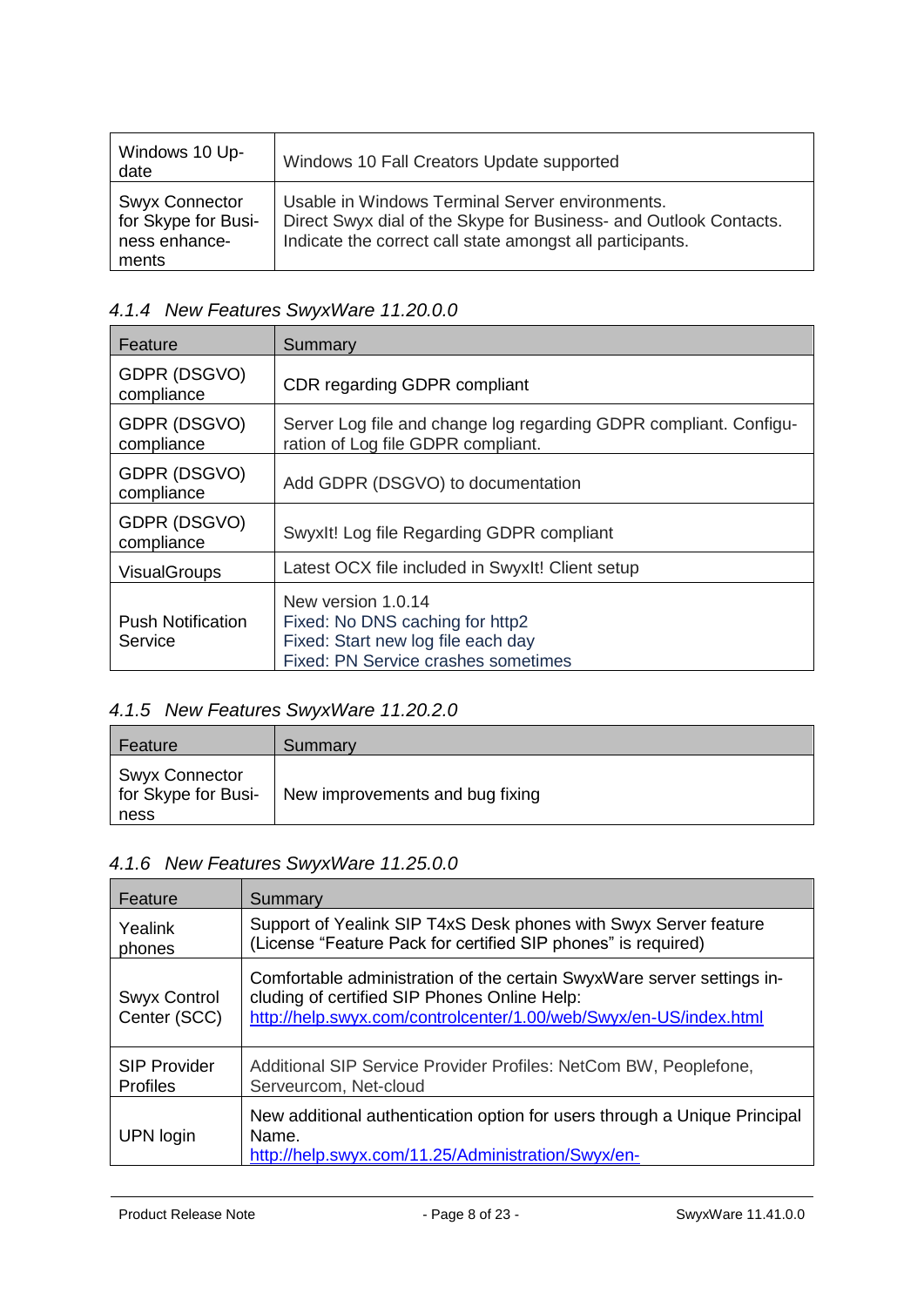| | |
|---|---|
| Windows 10 Update | Windows 10 Fall Creators Update supported |
| Swyx Connector for Skype for Business enhancements | Usable in Windows Terminal Server environments.<br>Direct Swyx dial of the Skype for Business- and Outlook Contacts.<br>Indicate the correct call state amongst all participants. |

### 4.1.4 New Features SwyxWare 11.20.0.0

| Feature | Summary |
|---|---|
| GDPR (DSGVO) compliance | CDR regarding GDPR compliant |
| GDPR (DSGVO) compliance | Server Log file and change log regarding GDPR compliant. Configuration of Log file GDPR compliant. |
| GDPR (DSGVO) compliance | Add GDPR (DSGVO) to documentation |
| GDPR (DSGVO) compliance | SwyxIt! Log file Regarding GDPR compliant |
| VisualGroups | Latest OCX file included in SwyxIt! Client setup |
| Push Notification Service | New version 1.0.14<br>Fixed: No DNS caching for http2<br>Fixed: Start new log file each day<br>Fixed: PN Service crashes sometimes |

### 4.1.5 New Features SwyxWare 11.20.2.0

| Feature | Summary |
|---|---|
| Swyx Connector for Skype for Business | New improvements and bug fixing |

### 4.1.6 New Features SwyxWare 11.25.0.0

| Feature | Summary |
|---|---|
| Yealink phones | Support of Yealink SIP T4xS Desk phones with Swyx Server feature (License "Feature Pack for certified SIP phones" is required) |
| Swyx Control Center (SCC) | Comfortable administration of the certain SwyxWare server settings including of certified SIP Phones Online Help:<br>http://help.swyx.com/controlcenter/1.00/web/Swyx/en-US/index.html |
| SIP Provider Profiles | Additional SIP Service Provider Profiles: NetCom BW, Peoplefone, Serveurcom, Net-cloud |
| UPN login | New additional authentication option for users through a Unique Principal Name.<br>http://help.swyx.com/11.25/Administration/Swyx/en- |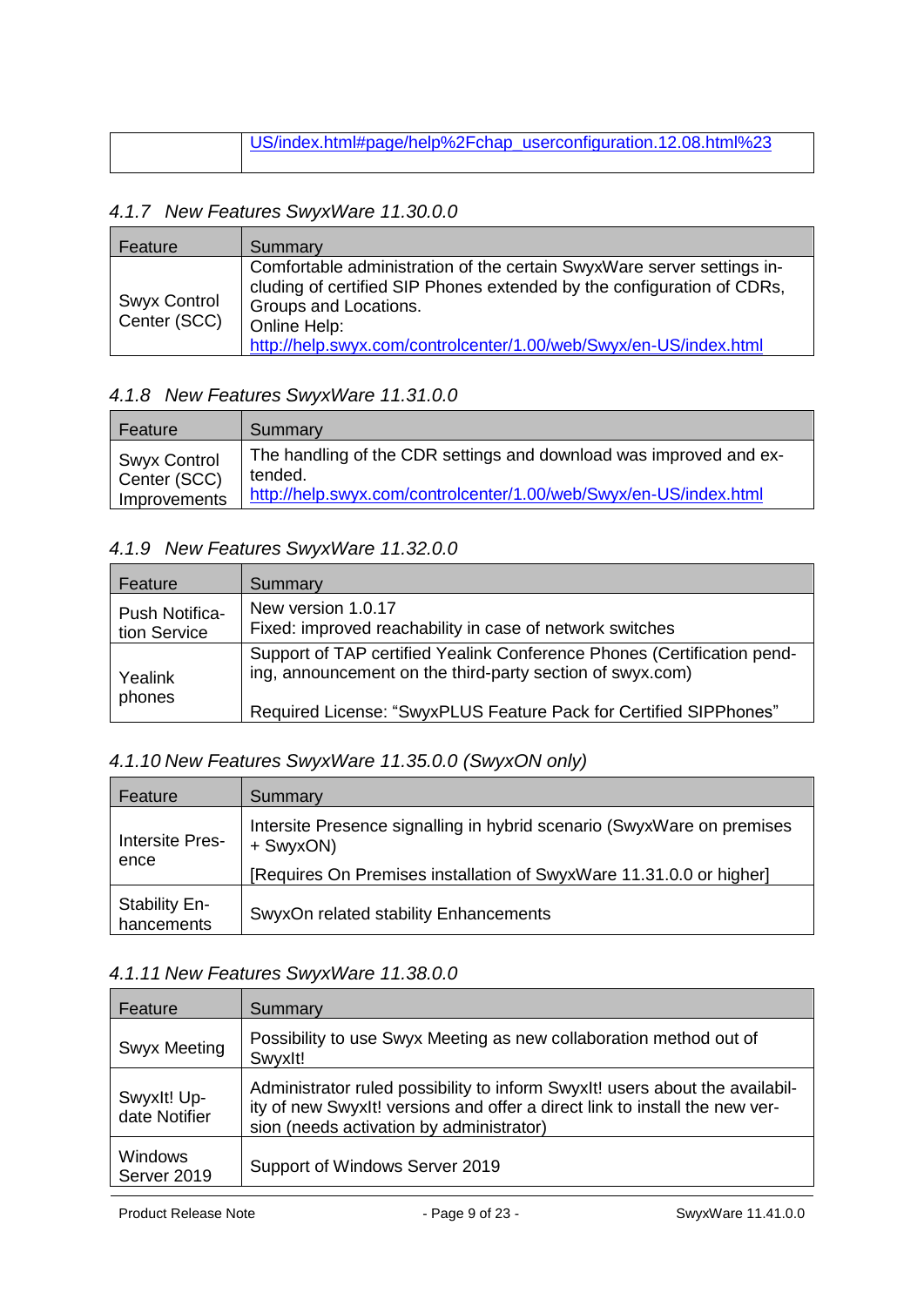|  | US/index.html#page/help%2Fchap_userconfiguration.12.08.html%23 |
|---|---|

### 4.1.7 New Features SwyxWare 11.30.0.0

| Feature | Summary |
|---|---|
| Swyx Control Center (SCC) | Comfortable administration of the certain SwyxWare server settings including of certified SIP Phones extended by the configuration of CDRs, Groups and Locations.<br>Online Help:<br>http://help.swyx.com/controlcenter/1.00/web/Swyx/en-US/index.html |

### 4.1.8 New Features SwyxWare 11.31.0.0

| Feature | Summary |
|---|---|
| Swyx Control Center (SCC) Improvements | The handling of the CDR settings and download was improved and extended.<br>http://help.swyx.com/controlcenter/1.00/web/Swyx/en-US/index.html |

### 4.1.9 New Features SwyxWare 11.32.0.0

| Feature | Summary |
|---|---|
| Push Notification Service | New version 1.0.17<br>Fixed: improved reachability in case of network switches |
| Yealink phones | Support of TAP certified Yealink Conference Phones (Certification pending, announcement on the third-party section of swyx.com)<br><br>Required License: "SwyxPLUS Feature Pack for Certified SIPPhones" |

### 4.1.10 New Features SwyxWare 11.35.0.0 (SwyxON only)

| Feature | Summary |
|---|---|
| Intersite Presence | Intersite Presence signalling in hybrid scenario (SwyxWare on premises + SwyxON)<br>[Requires On Premises installation of SwyxWare 11.31.0.0 or higher] |
| Stability Enhancements | SwyxOn related stability Enhancements |

### 4.1.11 New Features SwyxWare 11.38.0.0

| Feature | Summary |
|---|---|
| Swyx Meeting | Possibility to use Swyx Meeting as new collaboration method out of SwyxIt! |
| SwyxIt! Update Notifier | Administrator ruled possibility to inform SwyxIt! users about the availability of new SwyxIt! versions and offer a direct link to install the new version (needs activation by administrator) |
| Windows Server 2019 | Support of Windows Server 2019 |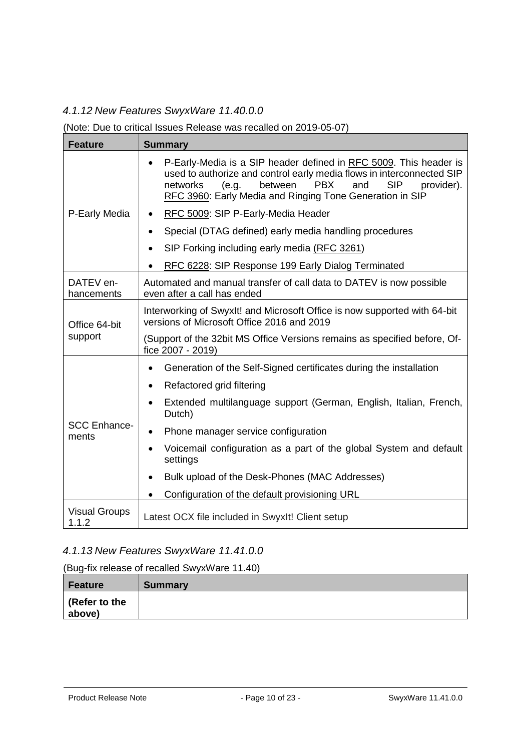### *4.1.12 New Features SwyxWare 11.40.0.0*

(Note: Due to critical Issues Release was recalled on 2019-05-07)

| Feature | Summary |
| --- | --- |
| P-Early Media | • P-Early-Media is a SIP header defined in RFC 5009. This header is used to authorize and control early media flows in interconnected SIP networks (e.g. between PBX and SIP provider). RFC 3960: Early Media and Ringing Tone Generation in SIP<br>• RFC 5009: SIP P-Early-Media Header<br>• Special (DTAG defined) early media handling procedures<br>• SIP Forking including early media (RFC 3261)<br>• RFC 6228: SIP Response 199 Early Dialog Terminated |
| DATEV enhancements | Automated and manual transfer of call data to DATEV is now possible even after a call has ended |
| Office 64-bit support | Interworking of SwyxIt! and Microsoft Office is now supported with 64-bit versions of Microsoft Office 2016 and 2019<br>(Support of the 32bit MS Office Versions remains as specified before, Office 2007 - 2019) |
| SCC Enhancements | • Generation of the Self-Signed certificates during the installation<br>• Refactored grid filtering<br>• Extended multilanguage support (German, English, Italian, French, Dutch)<br>• Phone manager service configuration<br>• Voicemail configuration as a part of the global System and default settings<br>• Bulk upload of the Desk-Phones (MAC Addresses)<br>• Configuration of the default provisioning URL |
| Visual Groups 1.1.2 | Latest OCX file included in SwyxIt! Client setup |

### *4.1.13 New Features SwyxWare 11.41.0.0*

(Bug-fix release of recalled SwyxWare 11.40)

| Feature | Summary |
| --- | --- |
| **(Refer to the above)** | |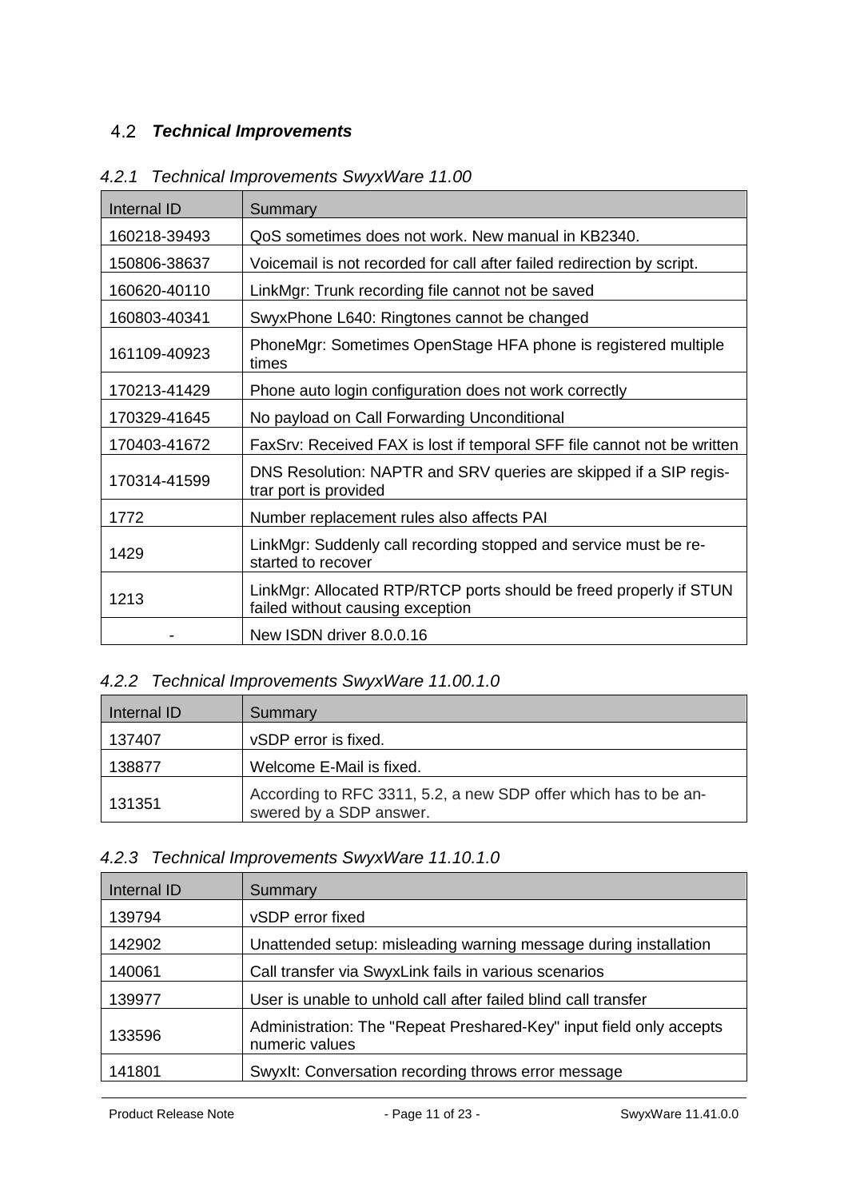## 4.2 *Technical Improvements*

### *4.2.1 Technical Improvements SwyxWare 11.00*

| Internal ID | Summary |
|---|---|
| 160218-39493 | QoS sometimes does not work. New manual in KB2340. |
| 150806-38637 | Voicemail is not recorded for call after failed redirection by script. |
| 160620-40110 | LinkMgr: Trunk recording file cannot not be saved |
| 160803-40341 | SwyxPhone L640: Ringtones cannot be changed |
| 161109-40923 | PhoneMgr: Sometimes OpenStage HFA phone is registered multiple times |
| 170213-41429 | Phone auto login configuration does not work correctly |
| 170329-41645 | No payload on Call Forwarding Unconditional |
| 170403-41672 | FaxSrv: Received FAX is lost if temporal SFF file cannot not be written |
| 170314-41599 | DNS Resolution: NAPTR and SRV queries are skipped if a SIP registrar port is provided |
| 1772 | Number replacement rules also affects PAI |
| 1429 | LinkMgr: Suddenly call recording stopped and service must be restarted to recover |
| 1213 | LinkMgr: Allocated RTP/RTCP ports should be freed properly if STUN failed without causing exception |
| - | New ISDN driver 8.0.0.16 |

### *4.2.2 Technical Improvements SwyxWare 11.00.1.0*

| Internal ID | Summary |
|---|---|
| 137407 | vSDP error is fixed. |
| 138877 | Welcome E-Mail is fixed. |
| 131351 | According to RFC 3311, 5.2, a new SDP offer which has to be answered by a SDP answer. |

### *4.2.3 Technical Improvements SwyxWare 11.10.1.0*

| Internal ID | Summary |
|---|---|
| 139794 | vSDP error fixed |
| 142902 | Unattended setup: misleading warning message during installation |
| 140061 | Call transfer via SwyxLink fails in various scenarios |
| 139977 | User is unable to unhold call after failed blind call transfer |
| 133596 | Administration: The "Repeat Preshared-Key" input field only accepts numeric values |
| 141801 | SwyxIt: Conversation recording throws error message |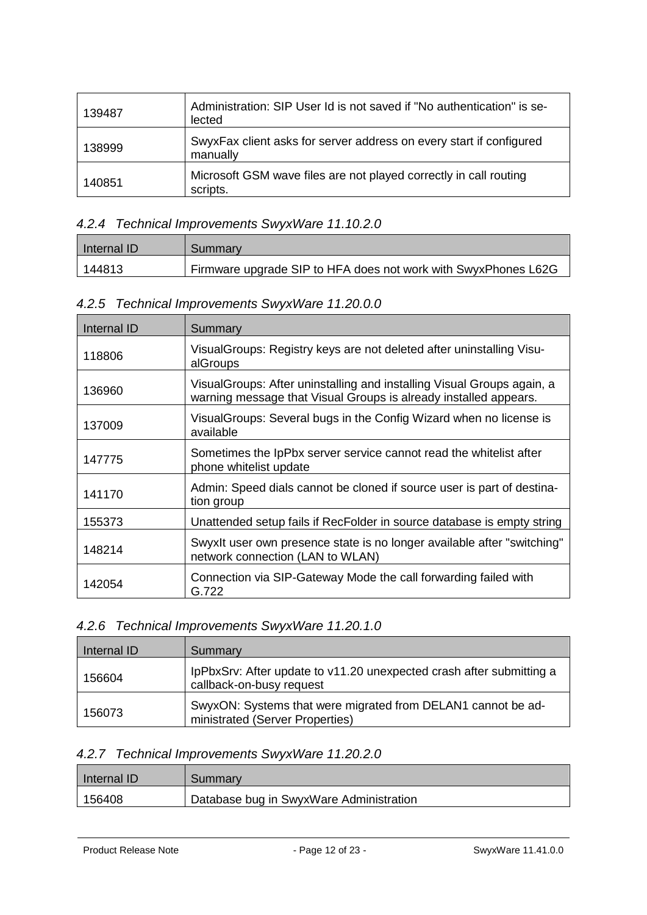| | |
|---|---|
| 139487 | Administration: SIP User Id is not saved if "No authentication" is selected |
| 138999 | SwyxFax client asks for server address on every start if configured manually |
| 140851 | Microsoft GSM wave files are not played correctly in call routing scripts. |

### *4.2.4 Technical Improvements SwyxWare 11.10.2.0*

| Internal ID | Summary |
|---|---|
| 144813 | Firmware upgrade SIP to HFA does not work with SwyxPhones L62G |

### *4.2.5 Technical Improvements SwyxWare 11.20.0.0*

| Internal ID | Summary |
|---|---|
| 118806 | VisualGroups: Registry keys are not deleted after uninstalling VisualGroups |
| 136960 | VisualGroups: After uninstalling and installing Visual Groups again, a warning message that Visual Groups is already installed appears. |
| 137009 | VisualGroups: Several bugs in the Config Wizard when no license is available |
| 147775 | Sometimes the IpPbx server service cannot read the whitelist after phone whitelist update |
| 141170 | Admin: Speed dials cannot be cloned if source user is part of destination group |
| 155373 | Unattended setup fails if RecFolder in source database is empty string |
| 148214 | SwyxIt user own presence state is no longer available after "switching" network connection (LAN to WLAN) |
| 142054 | Connection via SIP-Gateway Mode the call forwarding failed with G.722 |

### *4.2.6 Technical Improvements SwyxWare 11.20.1.0*

| Internal ID | Summary |
|---|---|
| 156604 | IpPbxSrv: After update to v11.20 unexpected crash after submitting a callback-on-busy request |
| 156073 | SwyxON: Systems that were migrated from DELAN1 cannot be administrated (Server Properties) |

### *4.2.7 Technical Improvements SwyxWare 11.20.2.0*

| Internal ID | Summary |
|---|---|
| 156408 | Database bug in SwyxWare Administration |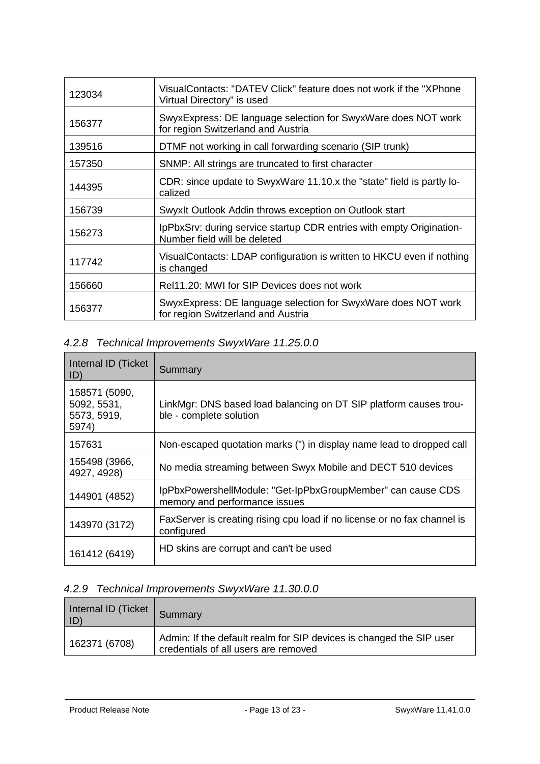| | |
|---|---|
| 123034 | VisualContacts: "DATEV Click" feature does not work if the "XPhone Virtual Directory" is used |
| 156377 | SwyxExpress: DE language selection for SwyxWare does NOT work for region Switzerland and Austria |
| 139516 | DTMF not working in call forwarding scenario (SIP trunk) |
| 157350 | SNMP: All strings are truncated to first character |
| 144395 | CDR: since update to SwyxWare 11.10.x the "state" field is partly localized |
| 156739 | SwyxIt Outlook Addin throws exception on Outlook start |
| 156273 | IpPbxSrv: during service startup CDR entries with empty OriginationNumber field will be deleted |
| 117742 | VisualContacts: LDAP configuration is written to HKCU even if nothing is changed |
| 156660 | Rel11.20: MWI for SIP Devices does not work |
| 156377 | SwyxExpress: DE language selection for SwyxWare does NOT work for region Switzerland and Austria |

### *4.2.8 Technical Improvements SwyxWare 11.25.0.0*

| Internal ID (Ticket ID) | Summary |
|---|---|
| 158571 (5090, 5092, 5531, 5573, 5919, 5974) | LinkMgr: DNS based load balancing on DT SIP platform causes trouble - complete solution |
| 157631 | Non-escaped quotation marks (") in display name lead to dropped call |
| 155498 (3966, 4927, 4928) | No media streaming between Swyx Mobile and DECT 510 devices |
| 144901 (4852) | IpPbxPowershellModule: "Get-IpPbxGroupMember" can cause CDS memory and performance issues |
| 143970 (3172) | FaxServer is creating rising cpu load if no license or no fax channel is configured |
| 161412 (6419) | HD skins are corrupt and can't be used |

### *4.2.9 Technical Improvements SwyxWare 11.30.0.0*

| Internal ID (Ticket ID) | Summary |
|---|---|
| 162371 (6708) | Admin: If the default realm for SIP devices is changed the SIP user credentials of all users are removed |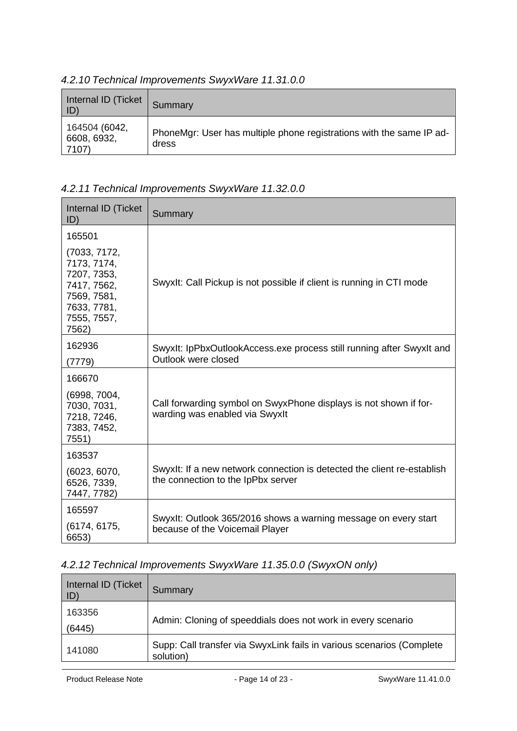### *4.2.10 Technical Improvements SwyxWare 11.31.0.0*

| Internal ID (Ticket ID) | Summary |
|---|---|
| 164504 (6042, 6608, 6932, 7107) | PhoneMgr: User has multiple phone registrations with the same IP address |

### *4.2.11 Technical Improvements SwyxWare 11.32.0.0*

| Internal ID (Ticket ID) | Summary |
|---|---|
| 165501 (7033, 7172, 7173, 7174, 7207, 7353, 7417, 7562, 7569, 7581, 7633, 7781, 7555, 7557, 7562) | SwyxIt: Call Pickup is not possible if client is running in CTI mode |
| 162936 (7779) | SwyxIt: IpPbxOutlookAccess.exe process still running after SwyxIt and Outlook were closed |
| 166670 (6998, 7004, 7030, 7031, 7218, 7246, 7383, 7452, 7551) | Call forwarding symbol on SwyxPhone displays is not shown if forwarding was enabled via SwyxIt |
| 163537 (6023, 6070, 6526, 7339, 7447, 7782) | SwyxIt: If a new network connection is detected the client re-establish the connection to the IpPbx server |
| 165597 (6174, 6175, 6653) | SwyxIt: Outlook 365/2016 shows a warning message on every start because of the Voicemail Player |

### *4.2.12 Technical Improvements SwyxWare 11.35.0.0 (SwyxON only)*

| Internal ID (Ticket ID) | Summary |
|---|---|
| 163356 (6445) | Admin: Cloning of speeddials does not work in every scenario |
| 141080 | Supp: Call transfer via SwyxLink fails in various scenarios (Complete solution) |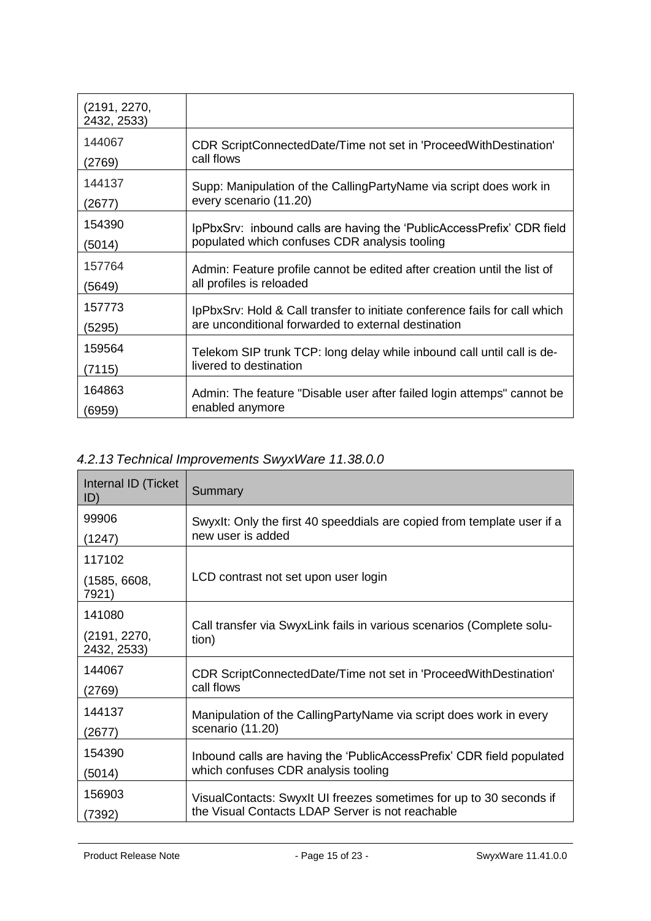| | |
|---|---|
| (2191, 2270, 2432, 2533) | |
| 144067<br>(2769) | CDR ScriptConnectedDate/Time not set in 'ProceedWithDestination' call flows |
| 144137<br>(2677) | Supp: Manipulation of the CallingPartyName via script does work in every scenario (11.20) |
| 154390<br>(5014) | IpPbxSrv: inbound calls are having the 'PublicAccessPrefix' CDR field populated which confuses CDR analysis tooling |
| 157764<br>(5649) | Admin: Feature profile cannot be edited after creation until the list of all profiles is reloaded |
| 157773<br>(5295) | IpPbxSrv: Hold & Call transfer to initiate conference fails for call which are unconditional forwarded to external destination |
| 159564<br>(7115) | Telekom SIP trunk TCP: long delay while inbound call until call is de-livered to destination |
| 164863<br>(6959) | Admin: The feature "Disable user after failed login attemps" cannot be enabled anymore |

### *4.2.13 Technical Improvements SwyxWare 11.38.0.0*

| Internal ID (Ticket ID) | Summary |
|---|---|
| 99906<br>(1247) | SwyxIt: Only the first 40 speeddials are copied from template user if a new user is added |
| 117102<br>(1585, 6608, 7921) | LCD contrast not set upon user login |
| 141080<br>(2191, 2270, 2432, 2533) | Call transfer via SwyxLink fails in various scenarios (Complete solu-tion) |
| 144067<br>(2769) | CDR ScriptConnectedDate/Time not set in 'ProceedWithDestination' call flows |
| 144137<br>(2677) | Manipulation of the CallingPartyName via script does work in every scenario (11.20) |
| 154390<br>(5014) | Inbound calls are having the 'PublicAccessPrefix' CDR field populated which confuses CDR analysis tooling |
| 156903<br>(7392) | VisualContacts: SwyxIt UI freezes sometimes for up to 30 seconds if the Visual Contacts LDAP Server is not reachable |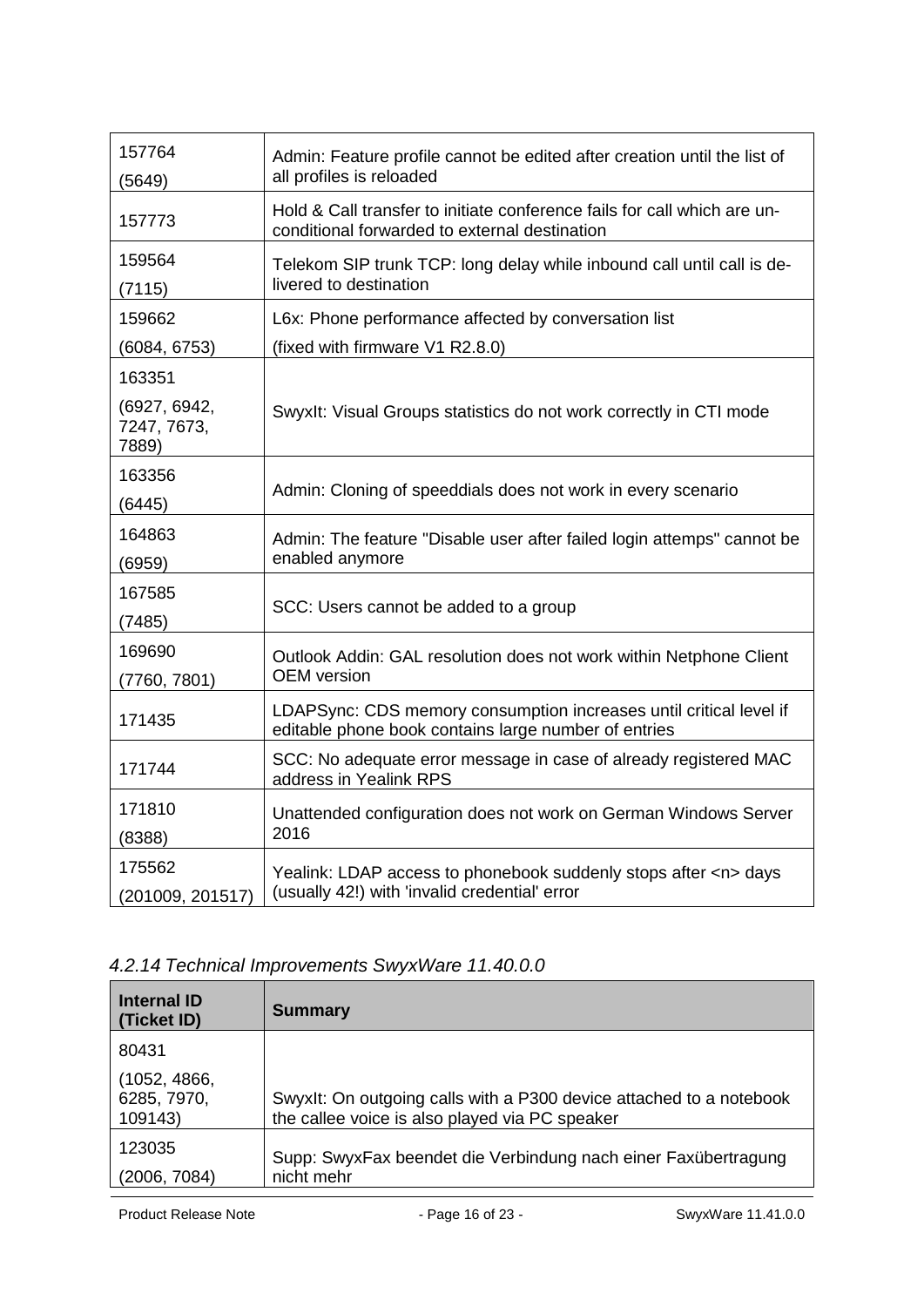| | |
|---|---|
| 157764<br>(5649) | Admin: Feature profile cannot be edited after creation until the list of all profiles is reloaded |
| 157773 | Hold & Call transfer to initiate conference fails for call which are un-conditional forwarded to external destination |
| 159564<br>(7115) | Telekom SIP trunk TCP: long delay while inbound call until call is de-livered to destination |
| 159662<br>(6084, 6753) | L6x: Phone performance affected by conversation list<br>(fixed with firmware V1 R2.8.0) |
| 163351<br>(6927, 6942, 7247, 7673, 7889) | SwyxIt: Visual Groups statistics do not work correctly in CTI mode |
| 163356<br>(6445) | Admin: Cloning of speeddials does not work in every scenario |
| 164863<br>(6959) | Admin: The feature "Disable user after failed login attemps" cannot be enabled anymore |
| 167585<br>(7485) | SCC: Users cannot be added to a group |
| 169690<br>(7760, 7801) | Outlook Addin: GAL resolution does not work within Netphone Client OEM version |
| 171435 | LDAPSync: CDS memory consumption increases until critical level if editable phone book contains large number of entries |
| 171744 | SCC: No adequate error message in case of already registered MAC address in Yealink RPS |
| 171810<br>(8388) | Unattended configuration does not work on German Windows Server 2016 |
| 175562<br>(201009, 201517) | Yealink: LDAP access to phonebook suddenly stops after <n> days (usually 42!) with 'invalid credential' error |

### *4.2.14 Technical Improvements SwyxWare 11.40.0.0*

| Internal ID (Ticket ID) | Summary |
|---|---|
| 80431<br>(1052, 4866, 6285, 7970, 109143) | SwyxIt: On outgoing calls with a P300 device attached to a notebook the callee voice is also played via PC speaker |
| 123035<br>(2006, 7084) | Supp: SwyxFax beendet die Verbindung nach einer Faxübertragung nicht mehr |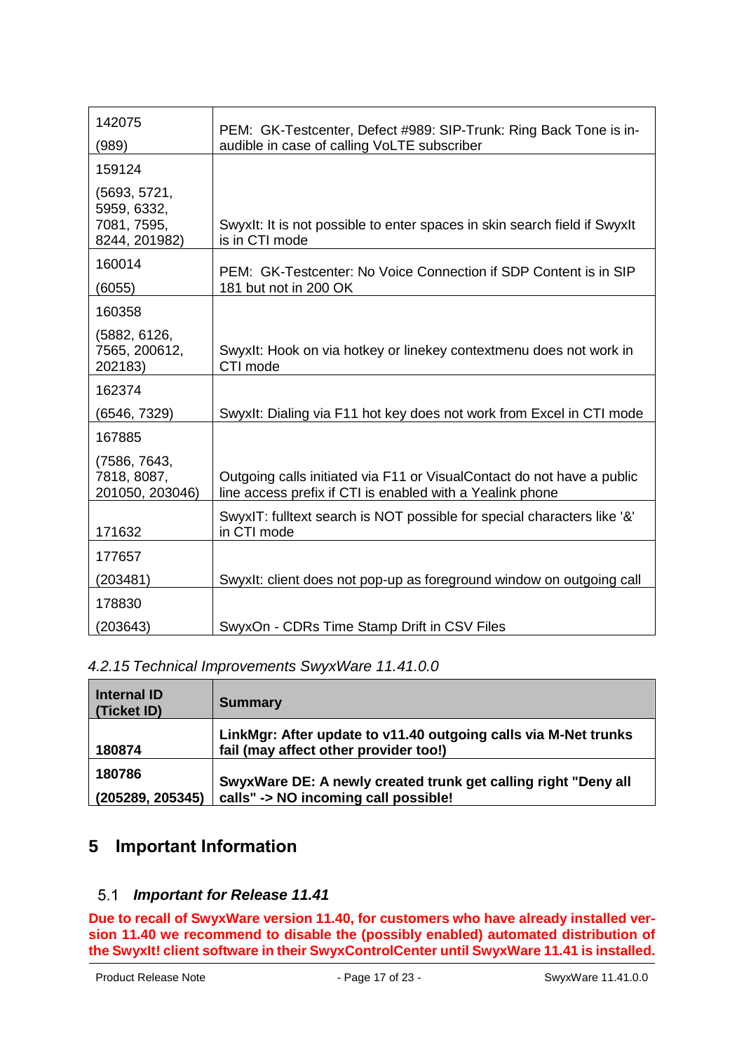| | |
|---|---|
| 142075<br>(989) | PEM: GK-Testcenter, Defect #989: SIP-Trunk: Ring Back Tone is in-audible in case of calling VoLTE subscriber |
| 159124<br>(5693, 5721, 5959, 6332, 7081, 7595, 8244, 201982) | SwyxIt: It is not possible to enter spaces in skin search field if SwyxIt is in CTI mode |
| 160014<br>(6055) | PEM: GK-Testcenter: No Voice Connection if SDP Content is in SIP 181 but not in 200 OK |
| 160358<br>(5882, 6126, 7565, 200612, 202183) | SwyxIt: Hook on via hotkey or linekey contextmenu does not work in CTI mode |
| 162374<br>(6546, 7329) | SwyxIt: Dialing via F11 hot key does not work from Excel in CTI mode |
| 167885<br>(7586, 7643, 7818, 8087, 201050, 203046) | Outgoing calls initiated via F11 or VisualContact do not have a public line access prefix if CTI is enabled with a Yealink phone |
| 171632 | SwyxIT: fulltext search is NOT possible for special characters like '&' in CTI mode |
| 177657<br>(203481) | SwyxIt: client does not pop-up as foreground window on outgoing call |
| 178830<br>(203643) | SwyxOn - CDRs Time Stamp Drift in CSV Files |

#### *4.2.15 Technical Improvements SwyxWare 11.41.0.0*

| Internal ID (Ticket ID) | Summary |
|---|---|
| **180874** | **LinkMgr: After update to v11.40 outgoing calls via M-Net trunks fail (may affect other provider too!)** |
| **180786<br>(205289, 205345)** | **SwyxWare DE: A newly created trunk get calling right "Deny all calls" -> NO incoming call possible!** |

# 5 Important Information

## 5.1 *Important for Release 11.41*

**Due to recall of SwyxWare version 11.40, for customers who have already installed version 11.40 we recommend to disable the (possibly enabled) automated distribution of the SwyxIt! client software in their SwyxControlCenter until SwyxWare 11.41 is installed.**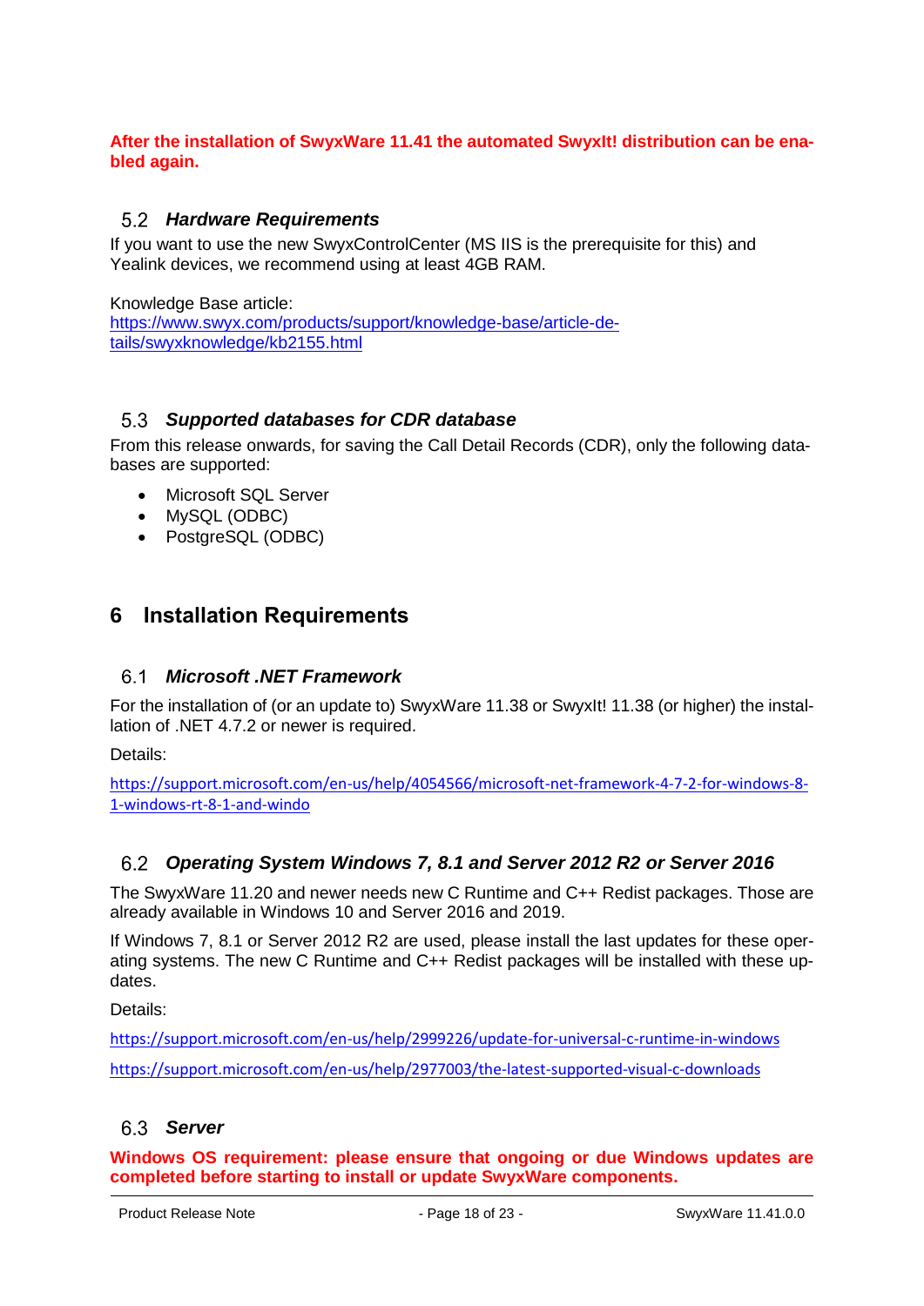**After the installation of SwyxWare 11.41 the automated SwyxIt! distribution can be enabled again.**

### 5.2 *Hardware Requirements*

If you want to use the new SwyxControlCenter (MS IIS is the prerequisite for this) and Yealink devices, we recommend using at least 4GB RAM.

Knowledge Base article:
https://www.swyx.com/products/support/knowledge-base/article-details/swyxknowledge/kb2155.html

### 5.3 *Supported databases for CDR database*

From this release onwards, for saving the Call Detail Records (CDR), only the following databases are supported:

- Microsoft SQL Server
- MySQL (ODBC)
- PostgreSQL (ODBC)

## 6 Installation Requirements

### 6.1 *Microsoft .NET Framework*

For the installation of (or an update to) SwyxWare 11.38 or SwyxIt! 11.38 (or higher) the installation of .NET 4.7.2 or newer is required.

Details:

https://support.microsoft.com/en-us/help/4054566/microsoft-net-framework-4-7-2-for-windows-8-1-windows-rt-8-1-and-windo

### 6.2 *Operating System Windows 7, 8.1 and Server 2012 R2 or Server 2016*

The SwyxWare 11.20 and newer needs new C Runtime and C++ Redist packages. Those are already available in Windows 10 and Server 2016 and 2019.

If Windows 7, 8.1 or Server 2012 R2 are used, please install the last updates for these operating systems. The new C Runtime and C++ Redist packages will be installed with these updates.

Details:

https://support.microsoft.com/en-us/help/2999226/update-for-universal-c-runtime-in-windows

https://support.microsoft.com/en-us/help/2977003/the-latest-supported-visual-c-downloads

### 6.3 *Server*

**Windows OS requirement: please ensure that ongoing or due Windows updates are completed before starting to install or update SwyxWare components.**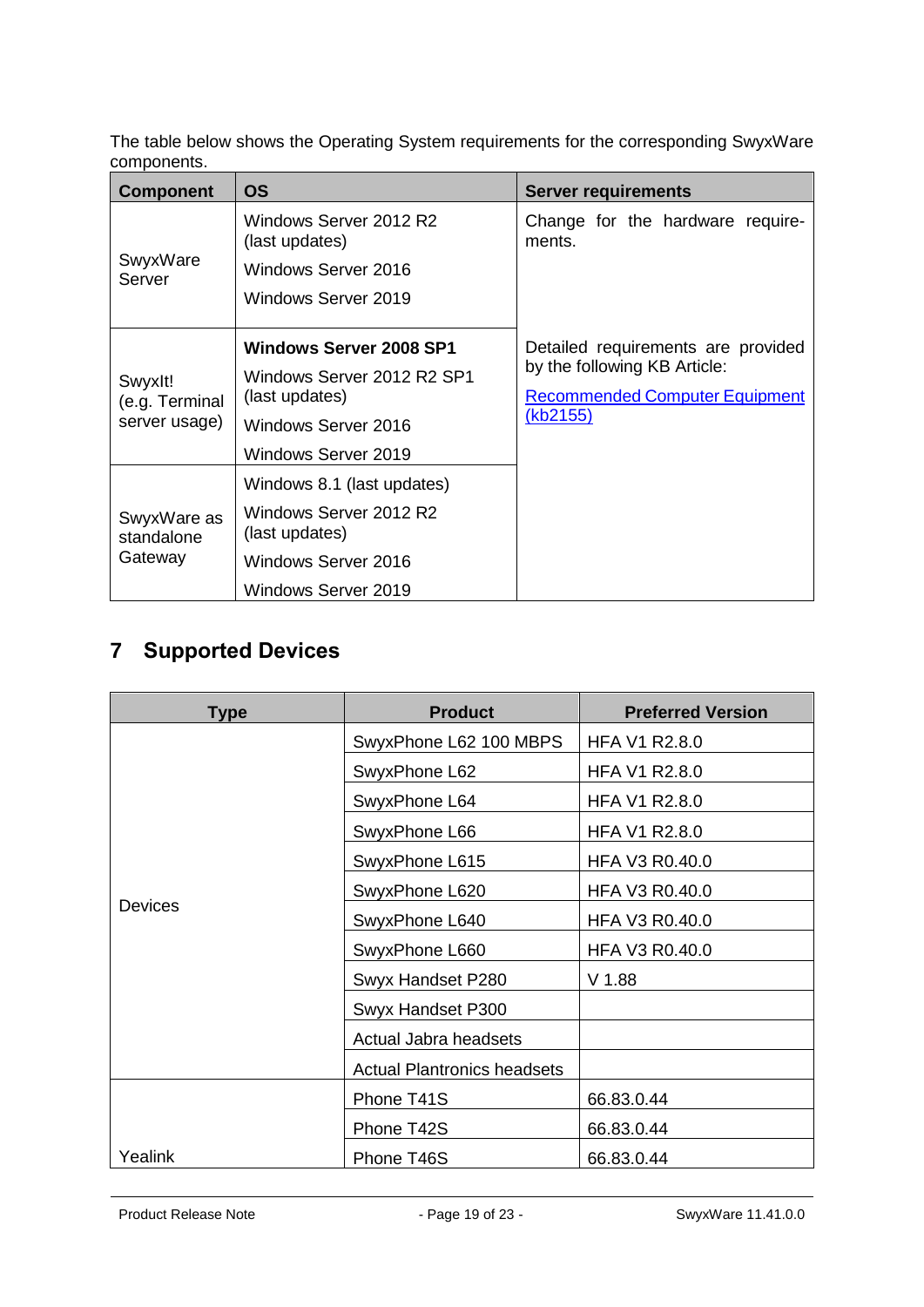The table below shows the Operating System requirements for the corresponding SwyxWare components.

| Component | OS | Server requirements |
|---|---|---|
| SwyxWare Server | Windows Server 2012 R2 (last updates)<br>Windows Server 2016<br>Windows Server 2019 | Change for the hardware requirements. |
| SwyxIt! (e.g. Terminal server usage) | **Windows Server 2008 SP1**<br>Windows Server 2012 R2 SP1 (last updates)<br>Windows Server 2016<br>Windows Server 2019 | Detailed requirements are provided by the following KB Article:<br>[Recommended Computer Equipment (kb2155)]() |
| SwyxWare as standalone Gateway | Windows 8.1 (last updates)<br>Windows Server 2012 R2 (last updates)<br>Windows Server 2016<br>Windows Server 2019 | |

# 7 Supported Devices

| Type | Product | Preferred Version |
|---|---|---|
| Devices | SwyxPhone L62 100 MBPS | HFA V1 R2.8.0 |
| | SwyxPhone L62 | HFA V1 R2.8.0 |
| | SwyxPhone L64 | HFA V1 R2.8.0 |
| | SwyxPhone L66 | HFA V1 R2.8.0 |
| | SwyxPhone L615 | HFA V3 R0.40.0 |
| | SwyxPhone L620 | HFA V3 R0.40.0 |
| | SwyxPhone L640 | HFA V3 R0.40.0 |
| | SwyxPhone L660 | HFA V3 R0.40.0 |
| | Swyx Handset P280 | V 1.88 |
| | Swyx Handset P300 | |
| | Actual Jabra headsets | |
| | Actual Plantronics headsets | |
| Yealink | Phone T41S | 66.83.0.44 |
| | Phone T42S | 66.83.0.44 |
| | Phone T46S | 66.83.0.44 |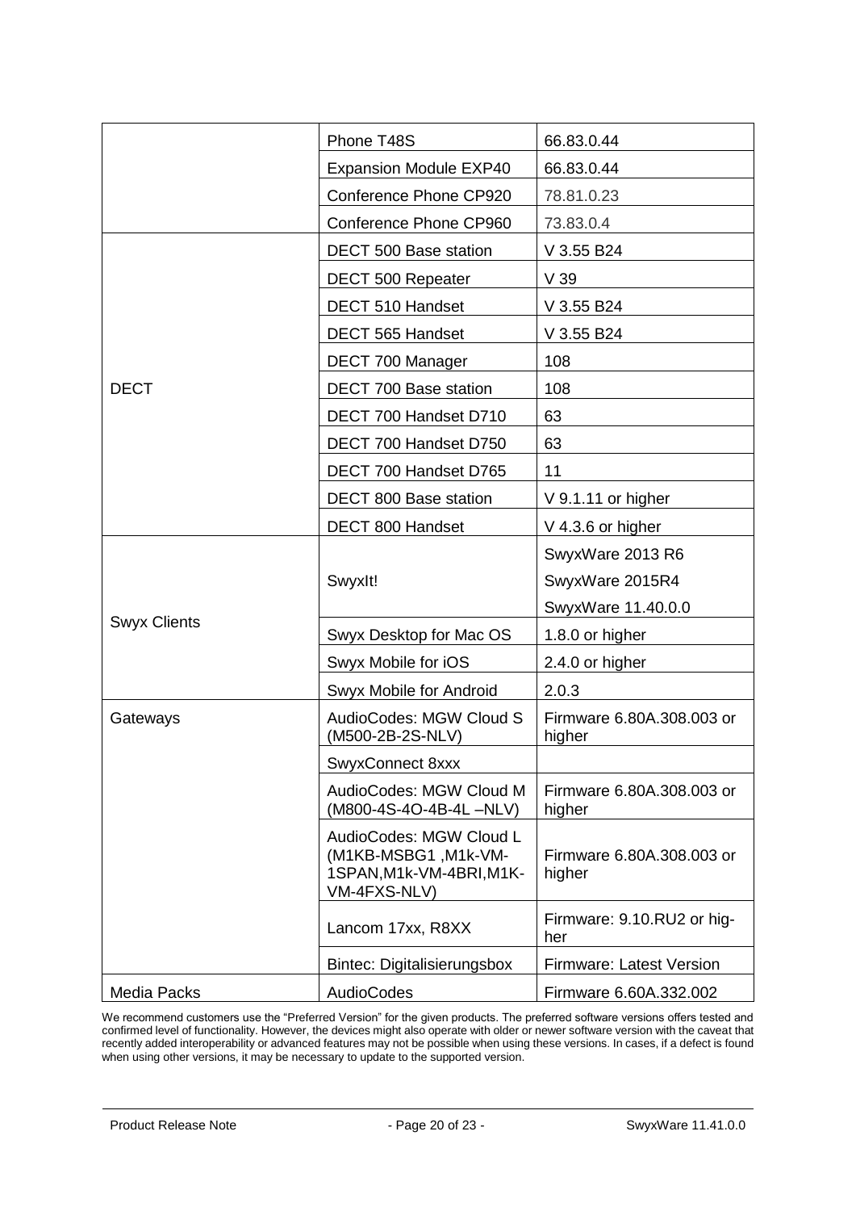| | | |
|---|---|---|
| | Phone T48S | 66.83.0.44 |
| | Expansion Module EXP40 | 66.83.0.44 |
| | Conference Phone CP920 | 78.81.0.23 |
| | Conference Phone CP960 | 73.83.0.4 |
| DECT | DECT 500 Base station | V 3.55 B24 |
| | DECT 500 Repeater | V 39 |
| | DECT 510 Handset | V 3.55 B24 |
| | DECT 565 Handset | V 3.55 B24 |
| | DECT 700 Manager | 108 |
| | DECT 700 Base station | 108 |
| | DECT 700 Handset D710 | 63 |
| | DECT 700 Handset D750 | 63 |
| | DECT 700 Handset D765 | 11 |
| | DECT 800 Base station | V 9.1.11 or higher |
| | DECT 800 Handset | V 4.3.6 or higher |
| Swyx Clients | SwyxIt! | SwyxWare 2013 R6<br>SwyxWare 2015R4<br>SwyxWare 11.40.0.0 |
| | Swyx Desktop for Mac OS | 1.8.0 or higher |
| | Swyx Mobile for iOS | 2.4.0 or higher |
| | Swyx Mobile for Android | 2.0.3 |
| Gateways | AudioCodes: MGW Cloud S (M500-2B-2S-NLV) | Firmware 6.80A.308.003 or higher |
| | SwyxConnect 8xxx | |
| | AudioCodes: MGW Cloud M (M800-4S-4O-4B-4L –NLV) | Firmware 6.80A.308.003 or higher |
| | AudioCodes: MGW Cloud L (M1KB-MSBG1 ,M1k-VM-1SPAN,M1k-VM-4BRI,M1K-VM-4FXS-NLV) | Firmware 6.80A.308.003 or higher |
| | Lancom 17xx, R8XX | Firmware: 9.10.RU2 or higher |
| | Bintec: Digitalisierungsbox | Firmware: Latest Version |
| Media Packs | AudioCodes | Firmware 6.60A.332.002 |

We recommend customers use the "Preferred Version" for the given products. The preferred software versions offers tested and confirmed level of functionality. However, the devices might also operate with older or newer software version with the caveat that recently added interoperability or advanced features may not be possible when using these versions. In cases, if a defect is found when using other versions, it may be necessary to update to the supported version.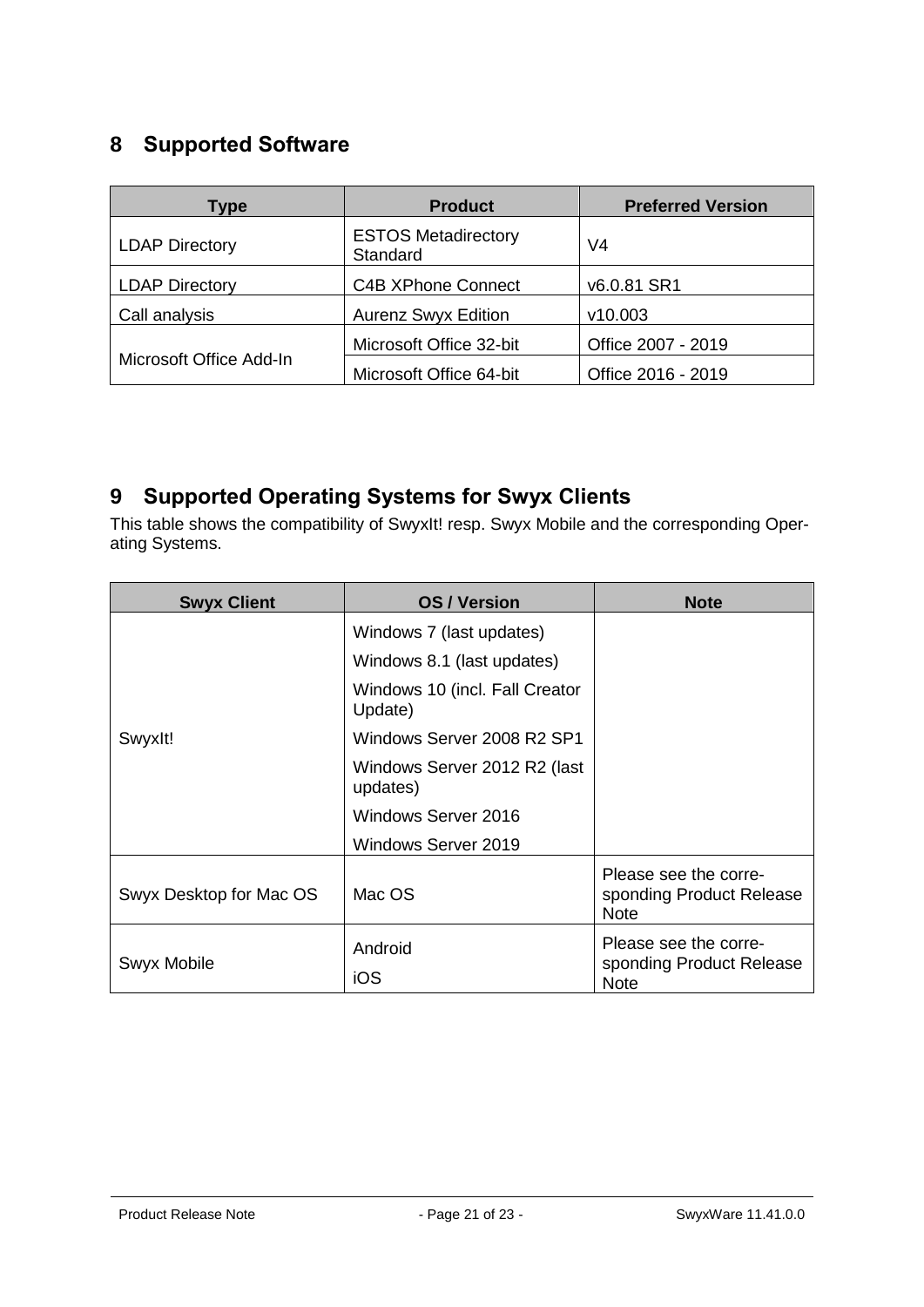## 8 Supported Software

| Type | Product | Preferred Version |
|---|---|---|
| LDAP Directory | ESTOS Metadirectory Standard | V4 |
| LDAP Directory | C4B XPhone Connect | v6.0.81 SR1 |
| Call analysis | Aurenz Swyx Edition | v10.003 |
| Microsoft Office Add-In | Microsoft Office 32-bit | Office 2007 - 2019 |
| | Microsoft Office 64-bit | Office 2016 - 2019 |

## 9 Supported Operating Systems for Swyx Clients

This table shows the compatibility of SwyxIt! resp. Swyx Mobile and the corresponding Operating Systems.

| Swyx Client | OS / Version | Note |
|---|---|---|
| SwyxIt! | Windows 7 (last updates)<br>Windows 8.1 (last updates)<br>Windows 10 (incl. Fall Creator Update)<br>Windows Server 2008 R2 SP1<br>Windows Server 2012 R2 (last updates)<br>Windows Server 2016<br>Windows Server 2019 | |
| Swyx Desktop for Mac OS | Mac OS | Please see the corresponding Product Release Note |
| Swyx Mobile | Android<br>iOS | Please see the corresponding Product Release Note |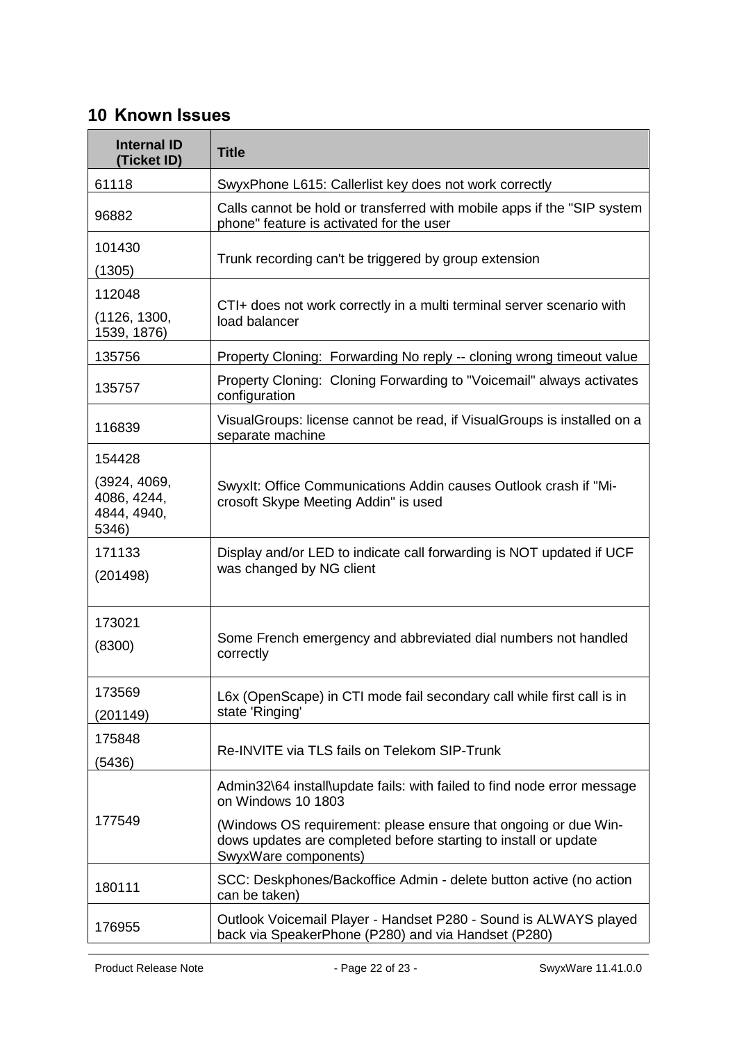# 10 Known Issues

| Internal ID (Ticket ID) | Title |
|---|---|
| 61118 | SwyxPhone L615: Callerlist key does not work correctly |
| 96882 | Calls cannot be hold or transferred with mobile apps if the "SIP system phone" feature is activated for the user |
| 101430<br>(1305) | Trunk recording can't be triggered by group extension |
| 112048<br>(1126, 1300, 1539, 1876) | CTI+ does not work correctly in a multi terminal server scenario with load balancer |
| 135756 | Property Cloning: Forwarding No reply -- cloning wrong timeout value |
| 135757 | Property Cloning: Cloning Forwarding to "Voicemail" always activates configuration |
| 116839 | VisualGroups: license cannot be read, if VisualGroups is installed on a separate machine |
| 154428<br>(3924, 4069, 4086, 4244, 4844, 4940, 5346) | SwyxIt: Office Communications Addin causes Outlook crash if "Microsoft Skype Meeting Addin" is used |
| 171133<br>(201498) | Display and/or LED to indicate call forwarding is NOT updated if UCF was changed by NG client |
| 173021<br>(8300) | Some French emergency and abbreviated dial numbers not handled correctly |
| 173569<br>(201149) | L6x (OpenScape) in CTI mode fail secondary call while first call is in state 'Ringing' |
| 175848<br>(5436) | Re-INVITE via TLS fails on Telekom SIP-Trunk |
| 177549 | Admin32\64 install\update fails: with failed to find node error message on Windows 10 1803<br><br>(Windows OS requirement: please ensure that ongoing or due Windows updates are completed before starting to install or update SwyxWare components) |
| 180111 | SCC: Deskphones/Backoffice Admin - delete button active (no action can be taken) |
| 176955 | Outlook Voicemail Player - Handset P280 - Sound is ALWAYS played back via SpeakerPhone (P280) and via Handset (P280) |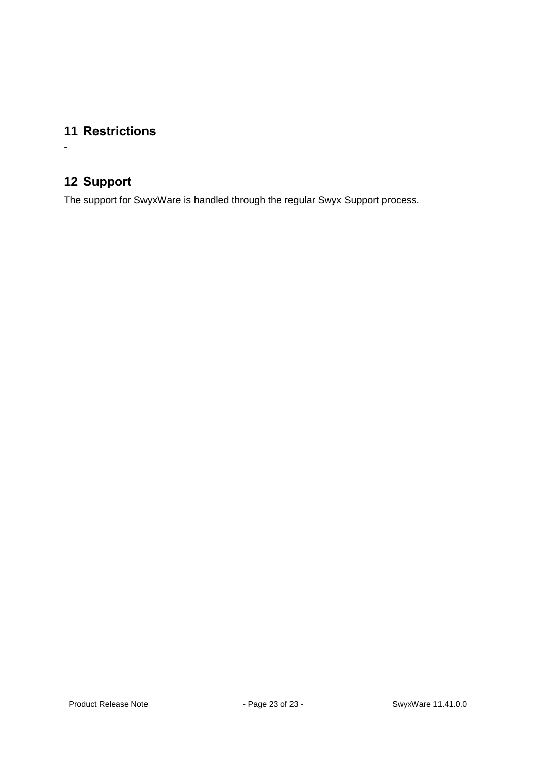## 11 Restrictions

-

## 12 Support

The support for SwyxWare is handled through the regular Swyx Support process.